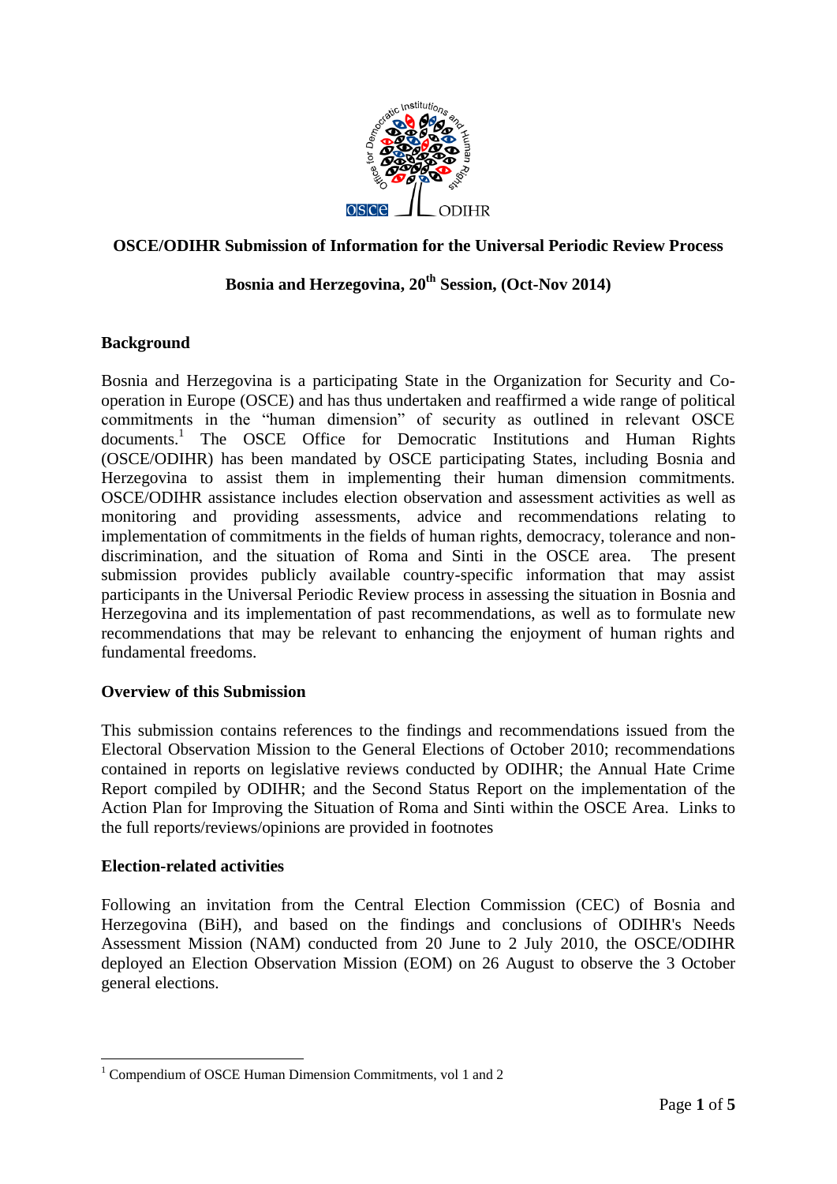# OSCE/ODIHR Submission of Information for the Universal Periodic Review Process

## Bosnia and Herzegovina, 20th Session, (Oct-Nov 2014)

### Background

Bosnia and Herzegovina is a participating State in the Organization for Security and Co-operation in Europe (OSCE) and has thus undertaken and reaffirmed a wide range of political commitments in the "human dimension" of security as outlined in relevant OSCE documents.[1] The OSCE Office for Democratic Institutions and Human Rights (OSCE/ODIHR) has been mandated by OSCE participating States, including Bosnia and Herzegovina to assist them in implementing their human dimension commitments. OSCE/ODIHR assistance includes election observation and assessment activities as well as monitoring and providing assessments, advice and recommendations relating to implementation of commitments in the fields of human rights, democracy, tolerance and non-discrimination, and the situation of Roma and Sinti in the OSCE area. The present submission provides publicly available country-specific information that may assist participants in the Universal Periodic Review process in assessing the situation in Bosnia and Herzegovina and its implementation of past recommendations, as well as to formulate new recommendations that may be relevant to enhancing the enjoyment of human rights and fundamental freedoms.

### Overview of this Submission

This submission contains references to the findings and recommendations issued from the Electoral Observation Mission to the General Elections of October 2010; recommendations contained in reports on legislative reviews conducted by ODIHR; the Annual Hate Crime Report compiled by ODIHR; and the Second Status Report on the implementation of the Action Plan for Improving the Situation of Roma and Sinti within the OSCE Area. Links to the full reports/reviews/opinions are provided in footnotes

### Election-related activities

Following an invitation from the Central Election Commission (CEC) of Bosnia and Herzegovina (BiH), and based on the findings and conclusions of ODIHR's Needs Assessment Mission (NAM) conducted from 20 June to 2 July 2010, the OSCE/ODIHR deployed an Election Observation Mission (EOM) on 26 August to observe the 3 October general elections.

[1] Compendium of OSCE Human Dimension Commitments, vol 1 and 2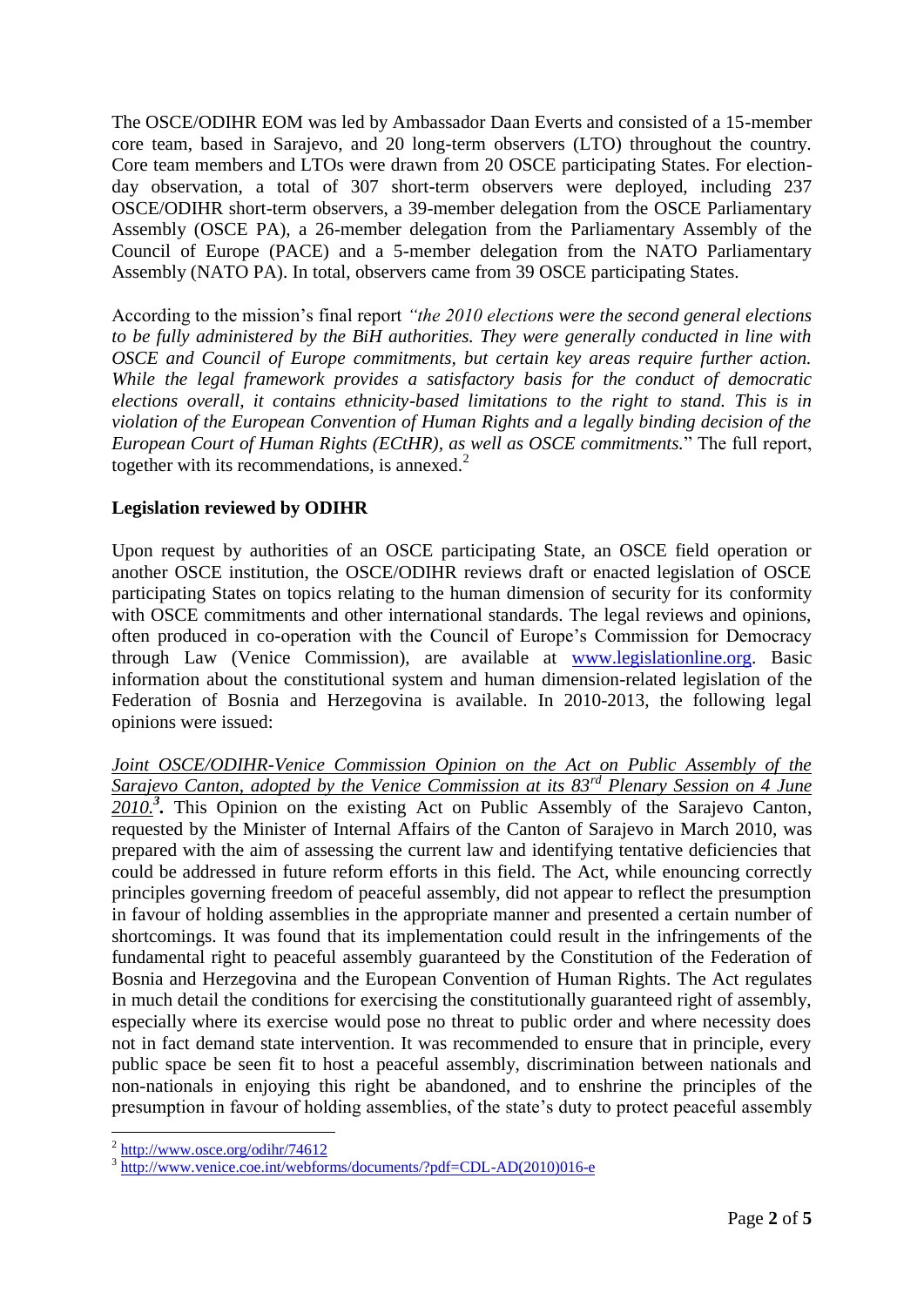The OSCE/ODIHR EOM was led by Ambassador Daan Everts and consisted of a 15-member core team, based in Sarajevo, and 20 long-term observers (LTO) throughout the country. Core team members and LTOs were drawn from 20 OSCE participating States. For election-day observation, a total of 307 short-term observers were deployed, including 237 OSCE/ODIHR short-term observers, a 39-member delegation from the OSCE Parliamentary Assembly (OSCE PA), a 26-member delegation from the Parliamentary Assembly of the Council of Europe (PACE) and a 5-member delegation from the NATO Parliamentary Assembly (NATO PA). In total, observers came from 39 OSCE participating States.

According to the mission's final report *"the 2010 elections were the second general elections to be fully administered by the BiH authorities. They were generally conducted in line with OSCE and Council of Europe commitments, but certain key areas require further action. While the legal framework provides a satisfactory basis for the conduct of democratic elections overall, it contains ethnicity-based limitations to the right to stand. This is in violation of the European Convention of Human Rights and a legally binding decision of the European Court of Human Rights (ECtHR), as well as OSCE commitments.*" The full report, together with its recommendations, is annexed.[2]

**Legislation reviewed by ODIHR**

Upon request by authorities of an OSCE participating State, an OSCE field operation or another OSCE institution, the OSCE/ODIHR reviews draft or enacted legislation of OSCE participating States on topics relating to the human dimension of security for its conformity with OSCE commitments and other international standards. The legal reviews and opinions, often produced in co-operation with the Council of Europe's Commission for Democracy through Law (Venice Commission), are available at www.legislationline.org. Basic information about the constitutional system and human dimension-related legislation of the Federation of Bosnia and Herzegovina is available. In 2010-2013, the following legal opinions were issued:

*Joint OSCE/ODIHR-Venice Commission Opinion on the Act on Public Assembly of the Sarajevo Canton, adopted by the Venice Commission at its 83rd Plenary Session on 4 June 2010.*[3]**.** This Opinion on the existing Act on Public Assembly of the Sarajevo Canton, requested by the Minister of Internal Affairs of the Canton of Sarajevo in March 2010, was prepared with the aim of assessing the current law and identifying tentative deficiencies that could be addressed in future reform efforts in this field. The Act, while enouncing correctly principles governing freedom of peaceful assembly, did not appear to reflect the presumption in favour of holding assemblies in the appropriate manner and presented a certain number of shortcomings. It was found that its implementation could result in the infringements of the fundamental right to peaceful assembly guaranteed by the Constitution of the Federation of Bosnia and Herzegovina and the European Convention of Human Rights. The Act regulates in much detail the conditions for exercising the constitutionally guaranteed right of assembly, especially where its exercise would pose no threat to public order and where necessity does not in fact demand state intervention. It was recommended to ensure that in principle, every public space be seen fit to host a peaceful assembly, discrimination between nationals and non-nationals in enjoying this right be abandoned, and to enshrine the principles of the presumption in favour of holding assemblies, of the state's duty to protect peaceful assembly

---

[2] http://www.osce.org/odihr/74612

[3] http://www.venice.coe.int/webforms/documents/?pdf=CDL-AD(2010)016-e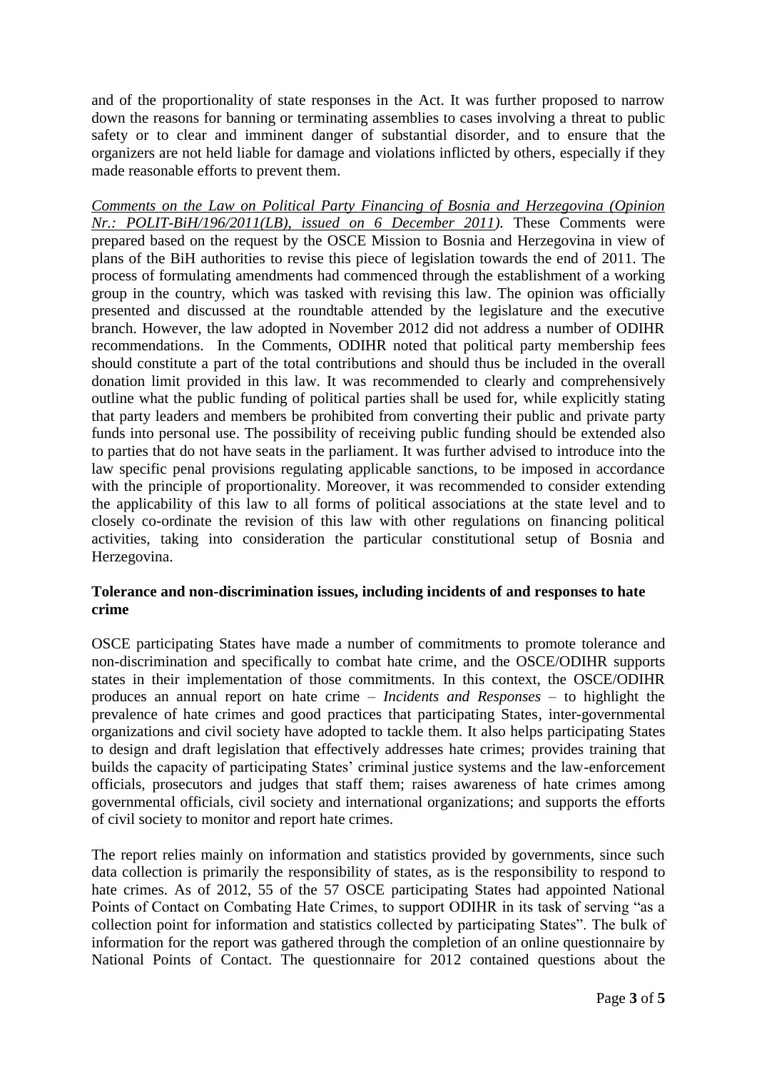and of the proportionality of state responses in the Act. It was further proposed to narrow down the reasons for banning or terminating assemblies to cases involving a threat to public safety or to clear and imminent danger of substantial disorder, and to ensure that the organizers are not held liable for damage and violations inflicted by others, especially if they made reasonable efforts to prevent them.

*Comments on the Law on Political Party Financing of Bosnia and Herzegovina (Opinion Nr.: POLIT-BiH/196/2011(LB), issued on 6 December 2011)*. These Comments were prepared based on the request by the OSCE Mission to Bosnia and Herzegovina in view of plans of the BiH authorities to revise this piece of legislation towards the end of 2011. The process of formulating amendments had commenced through the establishment of a working group in the country, which was tasked with revising this law. The opinion was officially presented and discussed at the roundtable attended by the legislature and the executive branch. However, the law adopted in November 2012 did not address a number of ODIHR recommendations. In the Comments, ODIHR noted that political party membership fees should constitute a part of the total contributions and should thus be included in the overall donation limit provided in this law. It was recommended to clearly and comprehensively outline what the public funding of political parties shall be used for, while explicitly stating that party leaders and members be prohibited from converting their public and private party funds into personal use. The possibility of receiving public funding should be extended also to parties that do not have seats in the parliament. It was further advised to introduce into the law specific penal provisions regulating applicable sanctions, to be imposed in accordance with the principle of proportionality. Moreover, it was recommended to consider extending the applicability of this law to all forms of political associations at the state level and to closely co-ordinate the revision of this law with other regulations on financing political activities, taking into consideration the particular constitutional setup of Bosnia and Herzegovina.

**Tolerance and non-discrimination issues, including incidents of and responses to hate crime**

OSCE participating States have made a number of commitments to promote tolerance and non-discrimination and specifically to combat hate crime, and the OSCE/ODIHR supports states in their implementation of those commitments. In this context, the OSCE/ODIHR produces an annual report on hate crime – *Incidents and Responses* – to highlight the prevalence of hate crimes and good practices that participating States, inter-governmental organizations and civil society have adopted to tackle them. It also helps participating States to design and draft legislation that effectively addresses hate crimes; provides training that builds the capacity of participating States' criminal justice systems and the law-enforcement officials, prosecutors and judges that staff them; raises awareness of hate crimes among governmental officials, civil society and international organizations; and supports the efforts of civil society to monitor and report hate crimes.

The report relies mainly on information and statistics provided by governments, since such data collection is primarily the responsibility of states, as is the responsibility to respond to hate crimes. As of 2012, 55 of the 57 OSCE participating States had appointed National Points of Contact on Combating Hate Crimes, to support ODIHR in its task of serving "as a collection point for information and statistics collected by participating States". The bulk of information for the report was gathered through the completion of an online questionnaire by National Points of Contact. The questionnaire for 2012 contained questions about the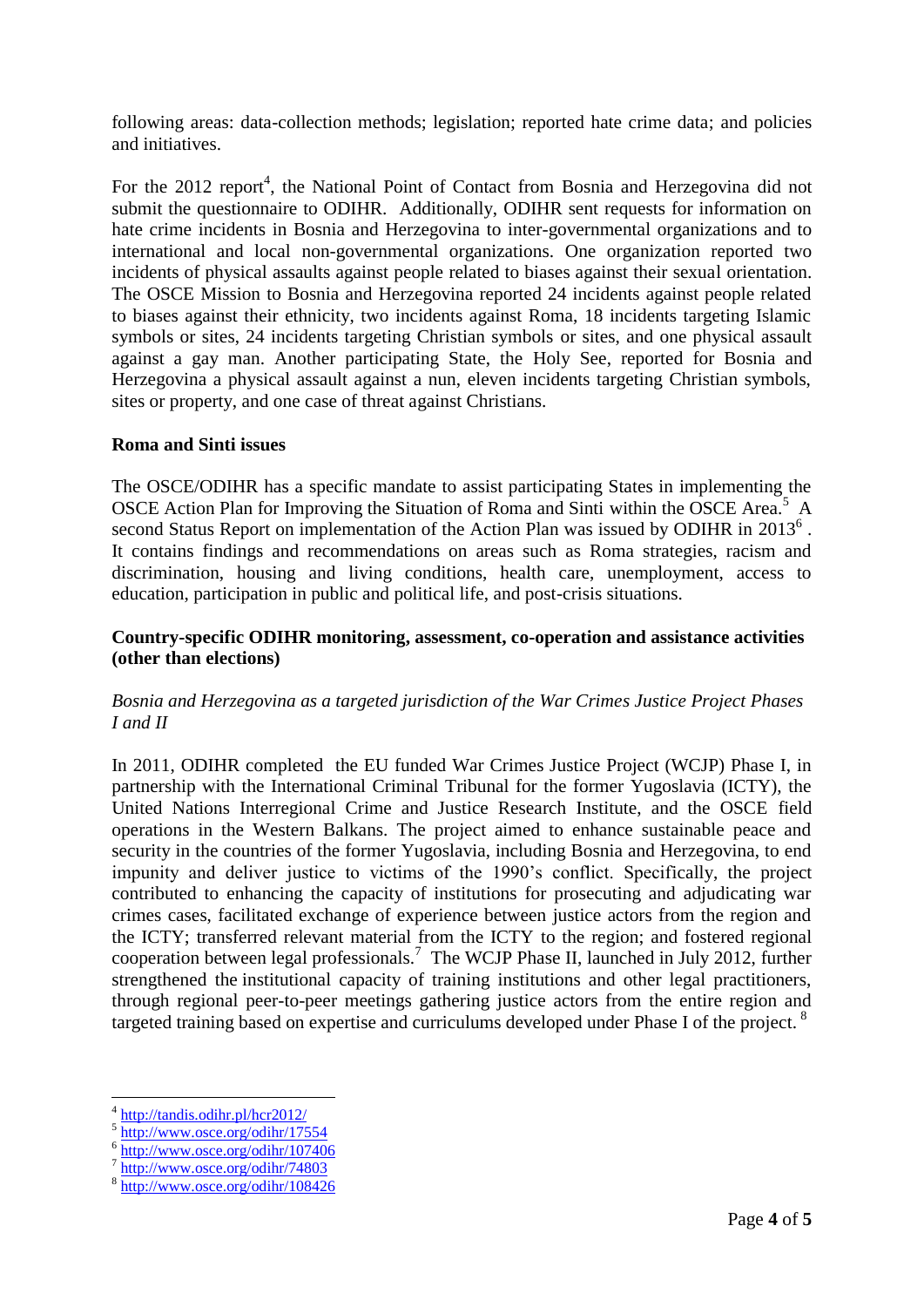following areas: data-collection methods; legislation; reported hate crime data; and policies and initiatives.

For the 2012 report[4], the National Point of Contact from Bosnia and Herzegovina did not submit the questionnaire to ODIHR. Additionally, ODIHR sent requests for information on hate crime incidents in Bosnia and Herzegovina to inter-governmental organizations and to international and local non-governmental organizations. One organization reported two incidents of physical assaults against people related to biases against their sexual orientation. The OSCE Mission to Bosnia and Herzegovina reported 24 incidents against people related to biases against their ethnicity, two incidents against Roma, 18 incidents targeting Islamic symbols or sites, 24 incidents targeting Christian symbols or sites, and one physical assault against a gay man. Another participating State, the Holy See, reported for Bosnia and Herzegovina a physical assault against a nun, eleven incidents targeting Christian symbols, sites or property, and one case of threat against Christians.

**Roma and Sinti issues**

The OSCE/ODIHR has a specific mandate to assist participating States in implementing the OSCE Action Plan for Improving the Situation of Roma and Sinti within the OSCE Area.[5] A second Status Report on implementation of the Action Plan was issued by ODIHR in 2013[6]. It contains findings and recommendations on areas such as Roma strategies, racism and discrimination, housing and living conditions, health care, unemployment, access to education, participation in public and political life, and post-crisis situations.

**Country-specific ODIHR monitoring, assessment, co-operation and assistance activities (other than elections)**

*Bosnia and Herzegovina as a targeted jurisdiction of the War Crimes Justice Project Phases I and II*

In 2011, ODIHR completed the EU funded War Crimes Justice Project (WCJP) Phase I, in partnership with the International Criminal Tribunal for the former Yugoslavia (ICTY), the United Nations Interregional Crime and Justice Research Institute, and the OSCE field operations in the Western Balkans. The project aimed to enhance sustainable peace and security in the countries of the former Yugoslavia, including Bosnia and Herzegovina, to end impunity and deliver justice to victims of the 1990's conflict. Specifically, the project contributed to enhancing the capacity of institutions for prosecuting and adjudicating war crimes cases, facilitated exchange of experience between justice actors from the region and the ICTY; transferred relevant material from the ICTY to the region; and fostered regional cooperation between legal professionals.[7] The WCJP Phase II, launched in July 2012, further strengthened the institutional capacity of training institutions and other legal practitioners, through regional peer-to-peer meetings gathering justice actors from the entire region and targeted training based on expertise and curriculums developed under Phase I of the project.[8]

---

[4] http://tandis.odihr.pl/hcr2012/

[5] http://www.osce.org/odihr/17554

[6] http://www.osce.org/odihr/107406

[7] http://www.osce.org/odihr/74803

[8] http://www.osce.org/odihr/108426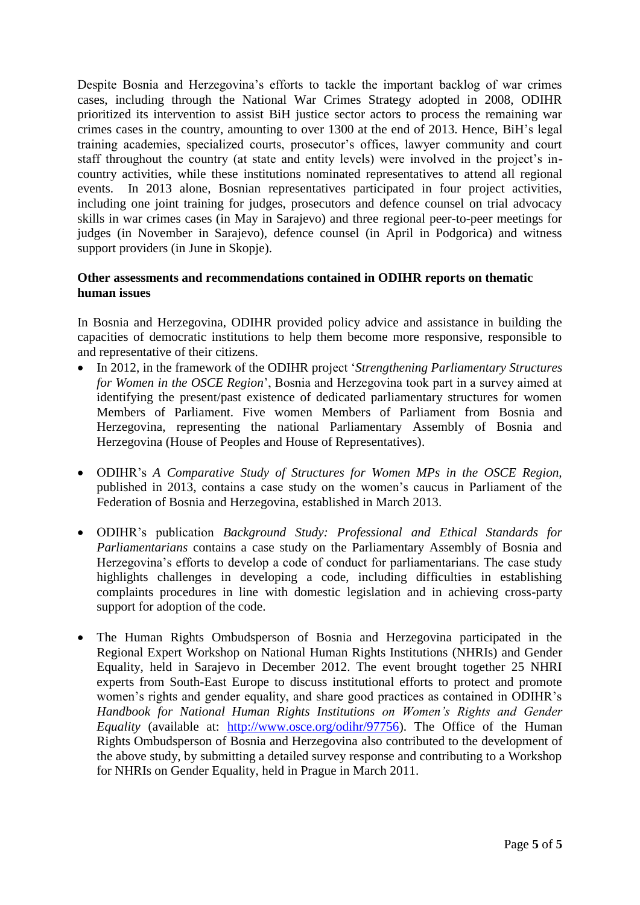Despite Bosnia and Herzegovina's efforts to tackle the important backlog of war crimes cases, including through the National War Crimes Strategy adopted in 2008, ODIHR prioritized its intervention to assist BiH justice sector actors to process the remaining war crimes cases in the country, amounting to over 1300 at the end of 2013. Hence, BiH's legal training academies, specialized courts, prosecutor's offices, lawyer community and court staff throughout the country (at state and entity levels) were involved in the project's in-country activities, while these institutions nominated representatives to attend all regional events. In 2013 alone, Bosnian representatives participated in four project activities, including one joint training for judges, prosecutors and defence counsel on trial advocacy skills in war crimes cases (in May in Sarajevo) and three regional peer-to-peer meetings for judges (in November in Sarajevo), defence counsel (in April in Podgorica) and witness support providers (in June in Skopje).

**Other assessments and recommendations contained in ODIHR reports on thematic human issues**

In Bosnia and Herzegovina, ODIHR provided policy advice and assistance in building the capacities of democratic institutions to help them become more responsive, responsible to and representative of their citizens.

- In 2012, in the framework of the ODIHR project '*Strengthening Parliamentary Structures for Women in the OSCE Region*', Bosnia and Herzegovina took part in a survey aimed at identifying the present/past existence of dedicated parliamentary structures for women Members of Parliament. Five women Members of Parliament from Bosnia and Herzegovina, representing the national Parliamentary Assembly of Bosnia and Herzegovina (House of Peoples and House of Representatives).

- ODIHR's *A Comparative Study of Structures for Women MPs in the OSCE Region,* published in 2013, contains a case study on the women's caucus in Parliament of the Federation of Bosnia and Herzegovina, established in March 2013.

- ODIHR's publication *Background Study: Professional and Ethical Standards for Parliamentarians* contains a case study on the Parliamentary Assembly of Bosnia and Herzegovina's efforts to develop a code of conduct for parliamentarians. The case study highlights challenges in developing a code, including difficulties in establishing complaints procedures in line with domestic legislation and in achieving cross-party support for adoption of the code.

- The Human Rights Ombudsperson of Bosnia and Herzegovina participated in the Regional Expert Workshop on National Human Rights Institutions (NHRIs) and Gender Equality, held in Sarajevo in December 2012. The event brought together 25 NHRI experts from South-East Europe to discuss institutional efforts to protect and promote women's rights and gender equality, and share good practices as contained in ODIHR's *Handbook for National Human Rights Institutions on Women's Rights and Gender Equality* (available at: [http://www.osce.org/odihr/97756](http://www.osce.org/odihr/97756)). The Office of the Human Rights Ombudsperson of Bosnia and Herzegovina also contributed to the development of the above study, by submitting a detailed survey response and contributing to a Workshop for NHRIs on Gender Equality, held in Prague in March 2011.